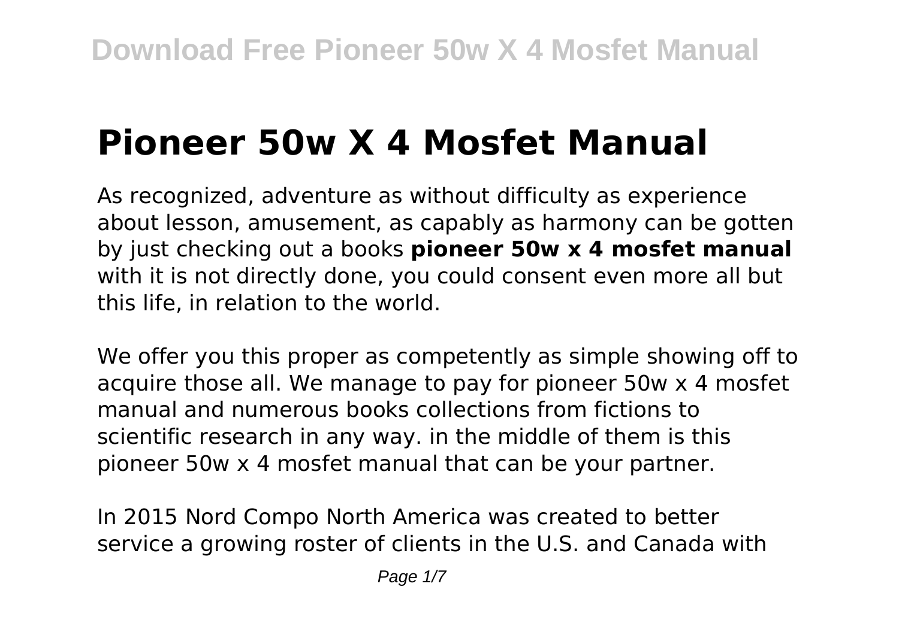# Pioneer 50w X 4 Mosfet Manual

As recognized, adventure as without difficulty as experience about lesson, amusement, as capably as harmony can be gotten by just checking out a books **pioneer 50w x 4 mosfet manual** with it is not directly done, you could consent even more all but this life, in relation to the world.

We offer you this proper as competently as simple showing off to acquire those all. We manage to pay for pioneer 50w x 4 mosfet manual and numerous books collections from fictions to scientific research in any way. in the middle of them is this pioneer 50w x 4 mosfet manual that can be your partner.

In 2015 Nord Compo North America was created to better service a growing roster of clients in the U.S. and Canada with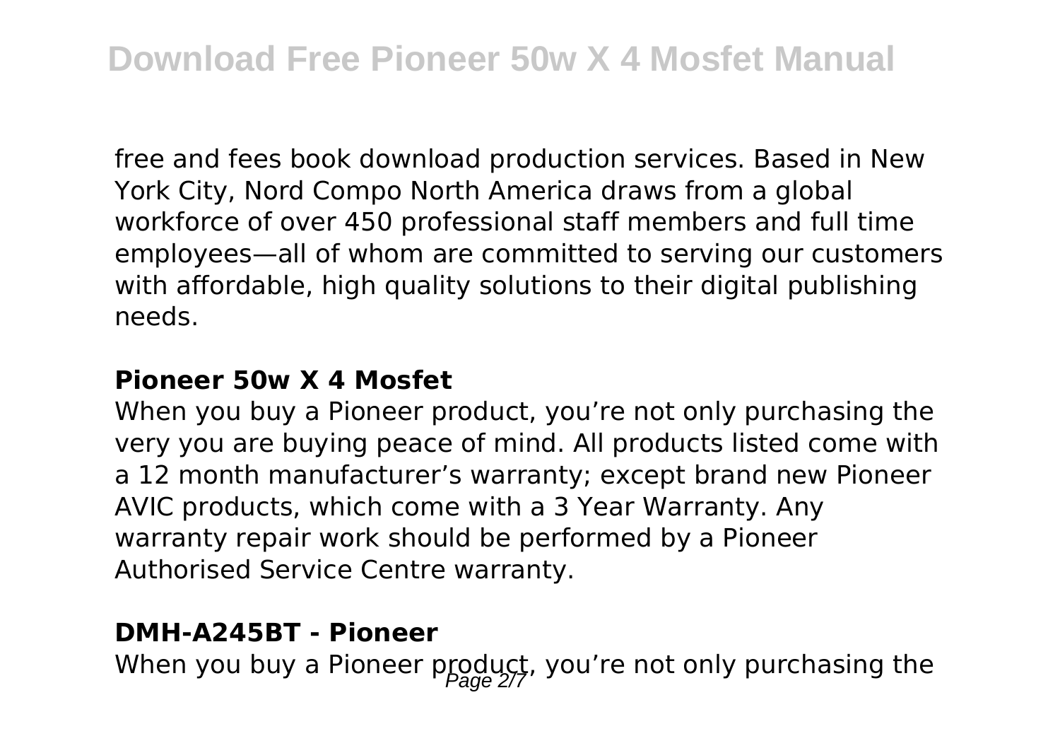free and fees book download production services. Based in New York City, Nord Compo North America draws from a global workforce of over 450 professional staff members and full time employees—all of whom are committed to serving our customers with affordable, high quality solutions to their digital publishing needs.

### Pioneer 50w X 4 Mosfet

When you buy a Pioneer product, you're not only purchasing the very you are buying peace of mind. All products listed come with a 12 month manufacturer's warranty; except brand new Pioneer AVIC products, which come with a 3 Year Warranty. Any warranty repair work should be performed by a Pioneer Authorised Service Centre warranty.

### DMH-A245BT - Pioneer

When you buy a Pioneer product, you're not only purchasing the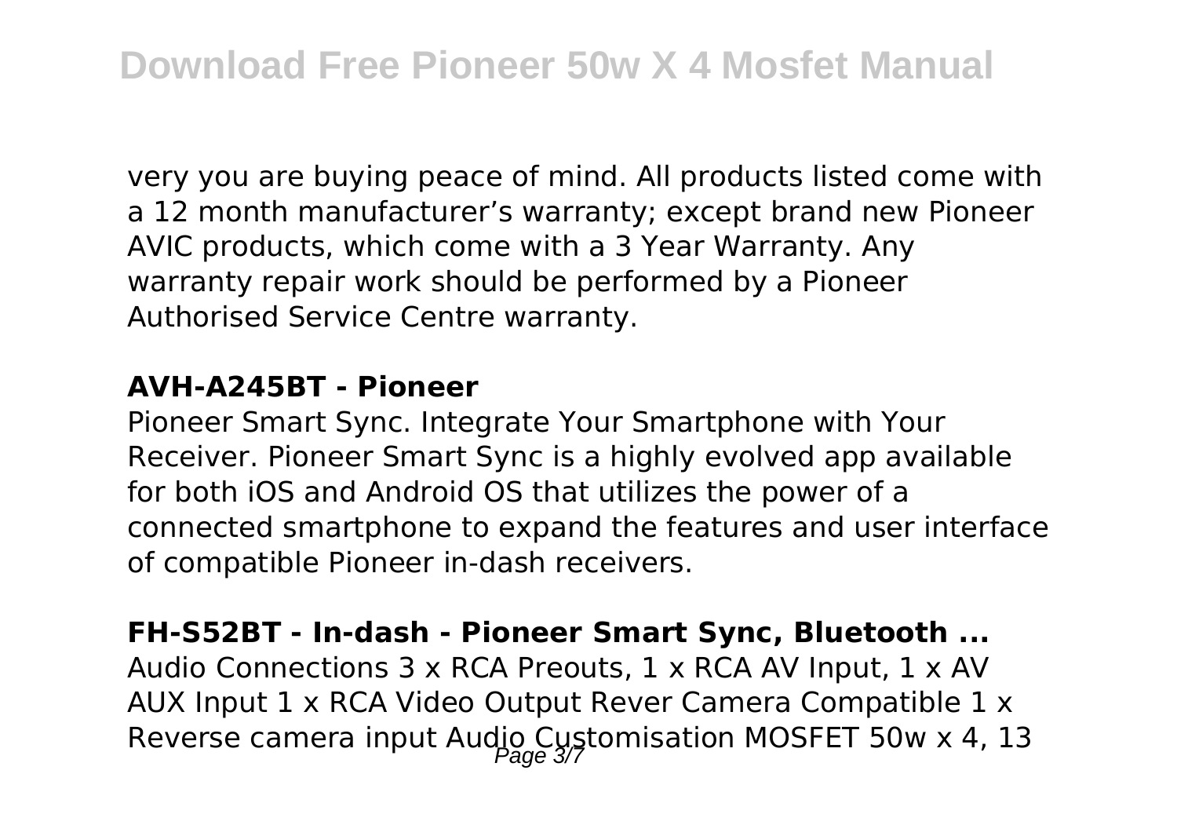very you are buying peace of mind. All products listed come with a 12 month manufacturer's warranty; except brand new Pioneer AVIC products, which come with a 3 Year Warranty. Any warranty repair work should be performed by a Pioneer Authorised Service Centre warranty.

### AVH-A245BT - Pioneer

Pioneer Smart Sync. Integrate Your Smartphone with Your Receiver. Pioneer Smart Sync is a highly evolved app available for both iOS and Android OS that utilizes the power of a connected smartphone to expand the features and user interface of compatible Pioneer in-dash receivers.

### FH-S52BT - In-dash - Pioneer Smart Sync, Bluetooth ...

Audio Connections 3 x RCA Preouts, 1 x RCA AV Input, 1 x AV AUX Input 1 x RCA Video Output Rever Camera Compatible 1 x Reverse camera input Audio Customisation MOSFET 50w x 4, 13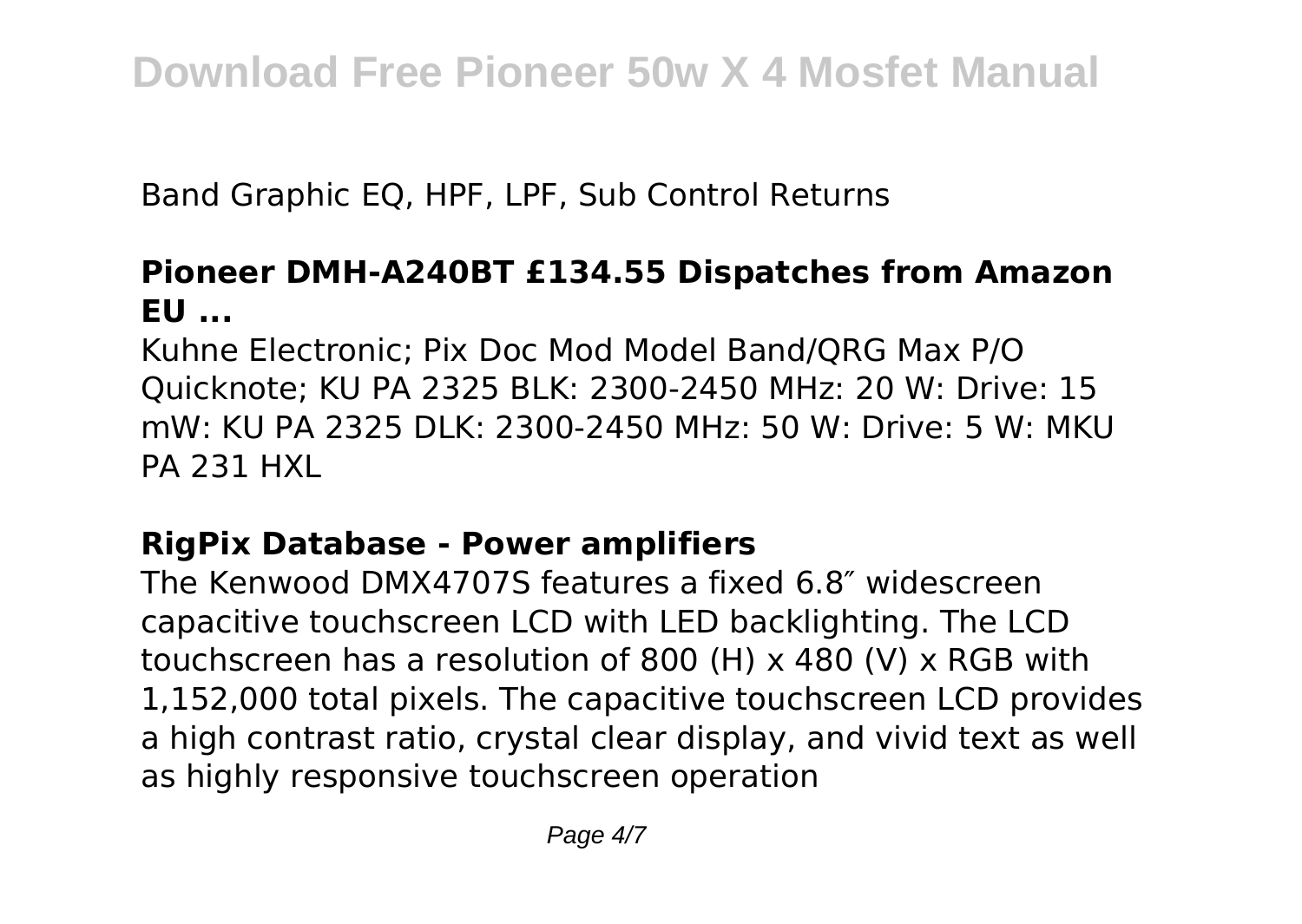Band Graphic EQ, HPF, LPF, Sub Control Returns

**Pioneer DMH-A240BT £134.55 Dispatches from Amazon EU ...**

Kuhne Electronic; Pix Doc Mod Model Band/QRG Max P/O Quicknote; KU PA 2325 BLK: 2300-2450 MHz: 20 W: Drive: 15 mW: KU PA 2325 DLK: 2300-2450 MHz: 50 W: Drive: 5 W: MKU PA 231 HXL

**RigPix Database - Power amplifiers**

The Kenwood DMX4707S features a fixed 6.8″ widescreen capacitive touchscreen LCD with LED backlighting. The LCD touchscreen has a resolution of 800 (H) x 480 (V) x RGB with 1,152,000 total pixels. The capacitive touchscreen LCD provides a high contrast ratio, crystal clear display, and vivid text as well as highly responsive touchscreen operation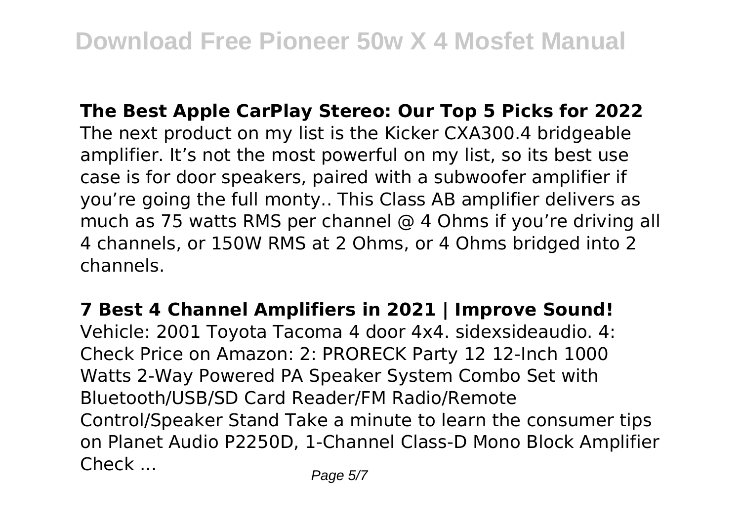**The Best Apple CarPlay Stereo: Our Top 5 Picks for 2022**

The next product on my list is the Kicker CXA300.4 bridgeable amplifier. It's not the most powerful on my list, so its best use case is for door speakers, paired with a subwoofer amplifier if you're going the full monty.. This Class AB amplifier delivers as much as 75 watts RMS per channel @ 4 Ohms if you're driving all 4 channels, or 150W RMS at 2 Ohms, or 4 Ohms bridged into 2 channels.

**7 Best 4 Channel Amplifiers in 2021 | Improve Sound!**

Vehicle: 2001 Toyota Tacoma 4 door 4x4. sidexsideaudio. 4: Check Price on Amazon: 2: PRORECK Party 12 12-Inch 1000 Watts 2-Way Powered PA Speaker System Combo Set with Bluetooth/USB/SD Card Reader/FM Radio/Remote Control/Speaker Stand Take a minute to learn the consumer tips on Planet Audio P2250D, 1-Channel Class-D Mono Block Amplifier Check ...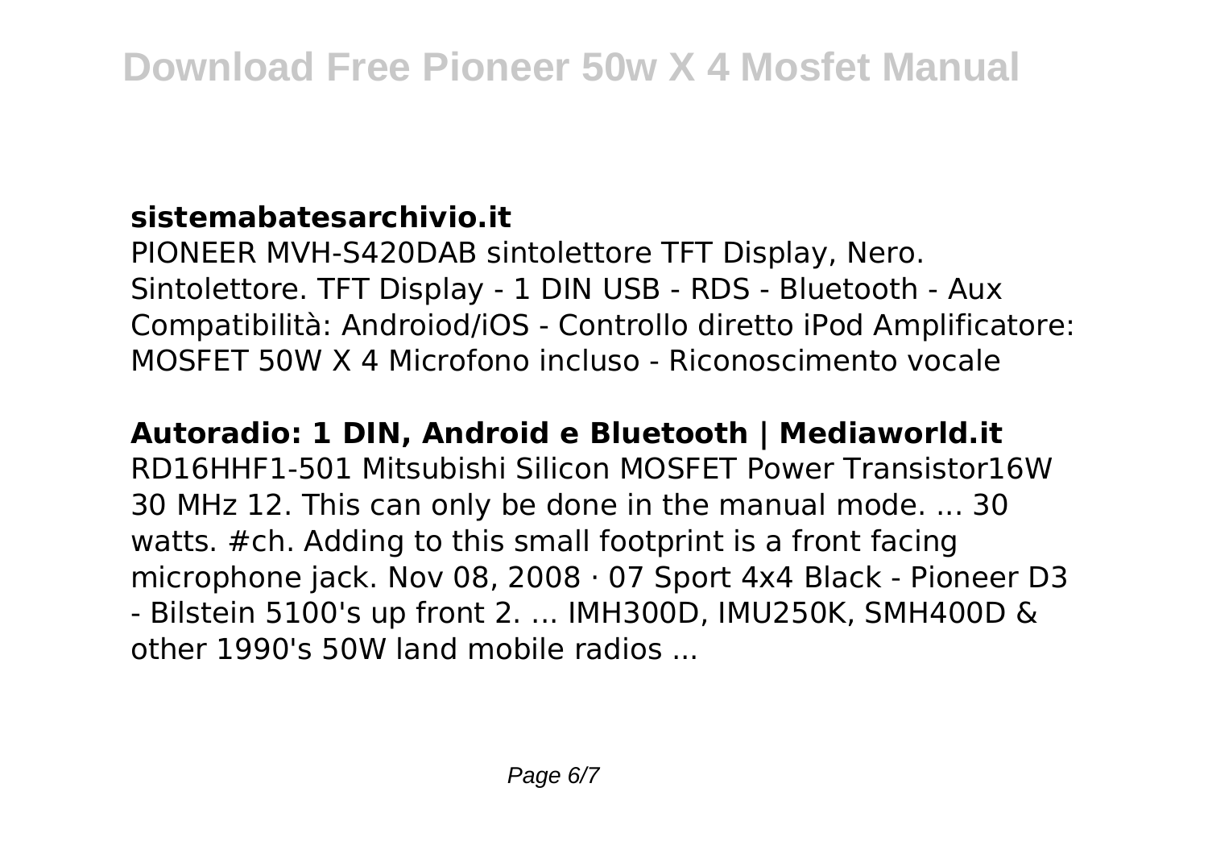**sistemabatesarchivio.it**

PIONEER MVH-S420DAB sintolettore TFT Display, Nero. Sintolettore. TFT Display - 1 DIN USB - RDS - Bluetooth - Aux Compatibilità: Androiod/iOS - Controllo diretto iPod Amplificatore: MOSFET 50W X 4 Microfono incluso - Riconoscimento vocale

**Autoradio: 1 DIN, Android e Bluetooth | Mediaworld.it**

RD16HHF1-501 Mitsubishi Silicon MOSFET Power Transistor16W 30 MHz 12. This can only be done in the manual mode. ... 30 watts. #ch. Adding to this small footprint is a front facing microphone jack. Nov 08, 2008 · 07 Sport 4x4 Black - Pioneer D3 - Bilstein 5100's up front 2. ... IMH300D, IMU250K, SMH400D & other 1990's 50W land mobile radios ...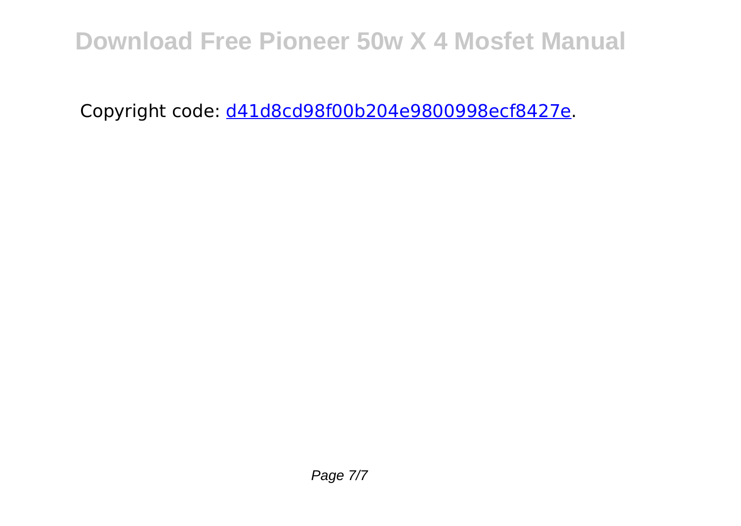Copyright code: d41d8cd98f00b204e9800998ecf8427e.